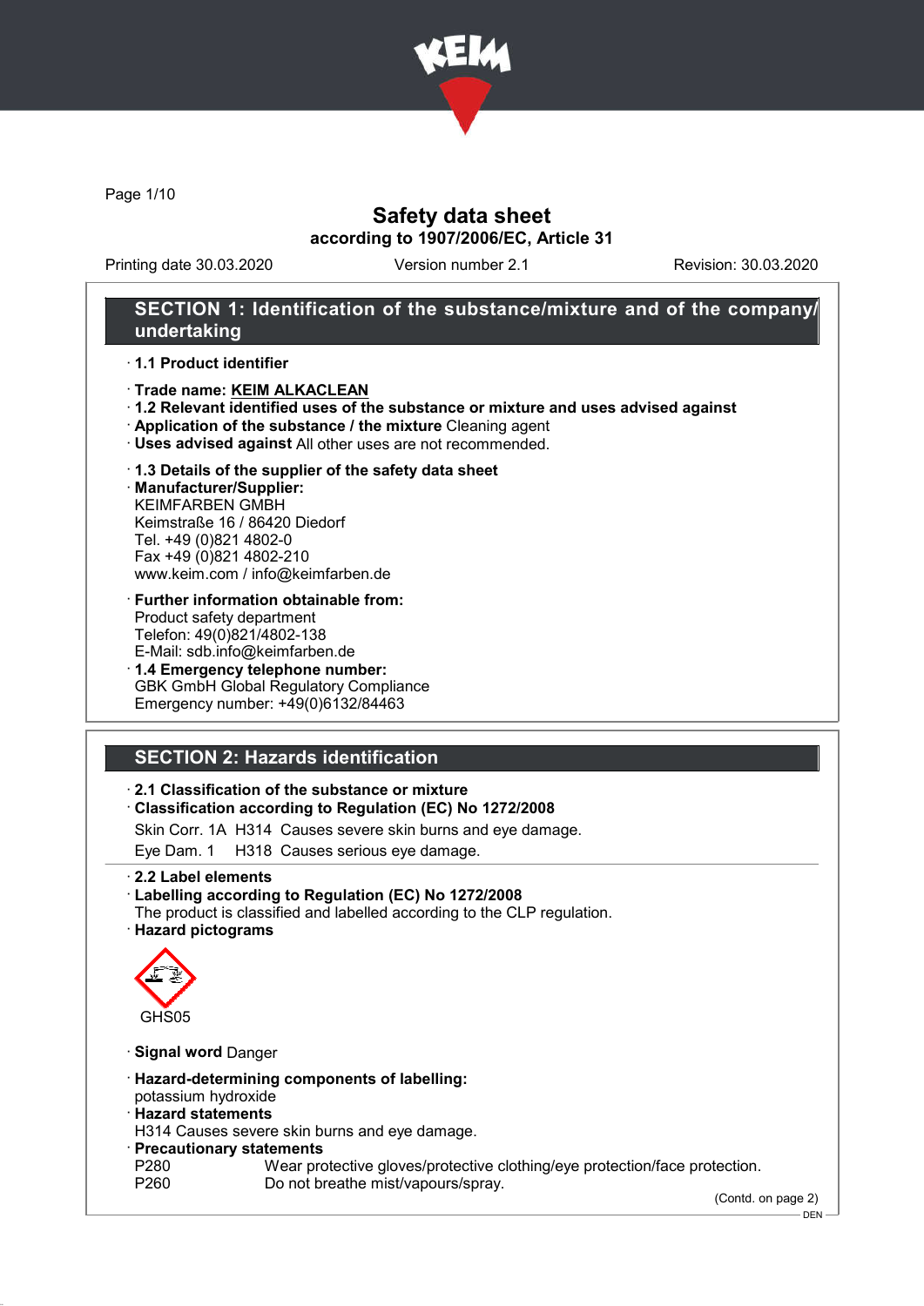# Safety data sheet

**according to 1907/2006/EC, Article 31**

Printing date 30.03.2020 Version number 2.1 Revision: 30.03.2020

## SECTION 1: Identification of the substance/mixture and of the company/undertaking

- **1.1 Product identifier**
- **Trade name: KEIM ALKACLEAN**
- **1.2 Relevant identified uses of the substance or mixture and uses advised against**
- **Application of the substance / the mixture** Cleaning agent
- **Uses advised against** All other uses are not recommended.
- **1.3 Details of the supplier of the safety data sheet**
- **Manufacturer/Supplier:**
  KEIMFARBEN GMBH
  Keimstraße 16 / 86420 Diedorf
  Tel. +49 (0)821 4802-0
  Fax +49 (0)821 4802-210
  www.keim.com / info@keimfarben.de
- **Further information obtainable from:**
  Product safety department
  Telefon: 49(0)821/4802-138
  E-Mail: sdb.info@keimfarben.de
- **1.4 Emergency telephone number:**
  GBK GmbH Global Regulatory Compliance
  Emergency number: +49(0)6132/84463

## SECTION 2: Hazards identification

- **2.1 Classification of the substance or mixture**
- **Classification according to Regulation (EC) No 1272/2008**

  Skin Corr. 1A H314 Causes severe skin burns and eye damage.

  Eye Dam. 1 H318 Causes serious eye damage.

- **2.2 Label elements**
- **Labelling according to Regulation (EC) No 1272/2008**
  The product is classified and labelled according to the CLP regulation.
- **Hazard pictograms**

  GHS05

- **Signal word** Danger
- **Hazard-determining components of labelling:**
  potassium hydroxide
- **Hazard statements**
  H314 Causes severe skin burns and eye damage.
- **Precautionary statements**
  P280 Wear protective gloves/protective clothing/eye protection/face protection.
  P260 Do not breathe mist/vapours/spray.

(Contd. on page 2)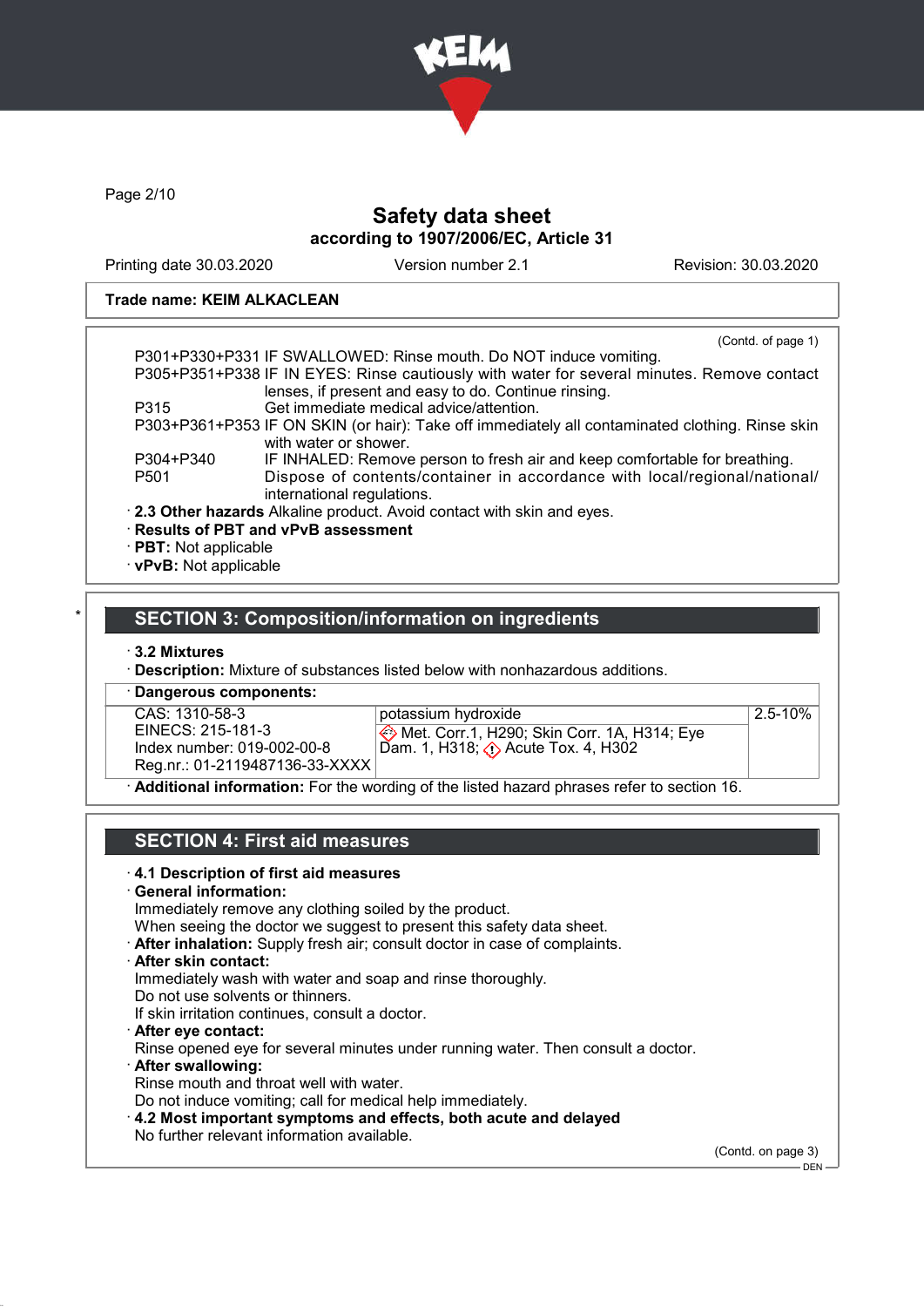Trade name: KEIM ALKACLEAN

(Contd. of page 1)

P301+P330+P331 IF SWALLOWED: Rinse mouth. Do NOT induce vomiting.
P305+P351+P338 IF IN EYES: Rinse cautiously with water for several minutes. Remove contact lenses, if present and easy to do. Continue rinsing.
P315 Get immediate medical advice/attention.
P303+P361+P353 IF ON SKIN (or hair): Take off immediately all contaminated clothing. Rinse skin with water or shower.
P304+P340 IF INHALED: Remove person to fresh air and keep comfortable for breathing.
P501 Dispose of contents/container in accordance with local/regional/national/international regulations.

· **2.3 Other hazards** Alkaline product. Avoid contact with skin and eyes.
· **Results of PBT and vPvB assessment**
· **PBT:** Not applicable
· **vPvB:** Not applicable

## SECTION 3: Composition/information on ingredients

· **3.2 Mixtures**
· **Description:** Mixture of substances listed below with nonhazardous additions.

· **Dangerous components:**

| | | |
|---|---|---|
| CAS: 1310-58-3<br>EINECS: 215-181-3<br>Index number: 019-002-00-8<br>Reg.nr.: 01-2119487136-33-XXXX | potassium hydroxide<br>Met. Corr.1, H290; Skin Corr. 1A, H314; Eye Dam. 1, H318; Acute Tox. 4, H302 | 2.5-10% |

· **Additional information:** For the wording of the listed hazard phrases refer to section 16.

## SECTION 4: First aid measures

· **4.1 Description of first aid measures**
· **General information:**
Immediately remove any clothing soiled by the product.
When seeing the doctor we suggest to present this safety data sheet.
· **After inhalation:** Supply fresh air; consult doctor in case of complaints.
· **After skin contact:**
Immediately wash with water and soap and rinse thoroughly.
Do not use solvents or thinners.
If skin irritation continues, consult a doctor.
· **After eye contact:**
Rinse opened eye for several minutes under running water. Then consult a doctor.
· **After swallowing:**
Rinse mouth and throat well with water.
Do not induce vomiting; call for medical help immediately.
· **4.2 Most important symptoms and effects, both acute and delayed**
No further relevant information available.

(Contd. on page 3)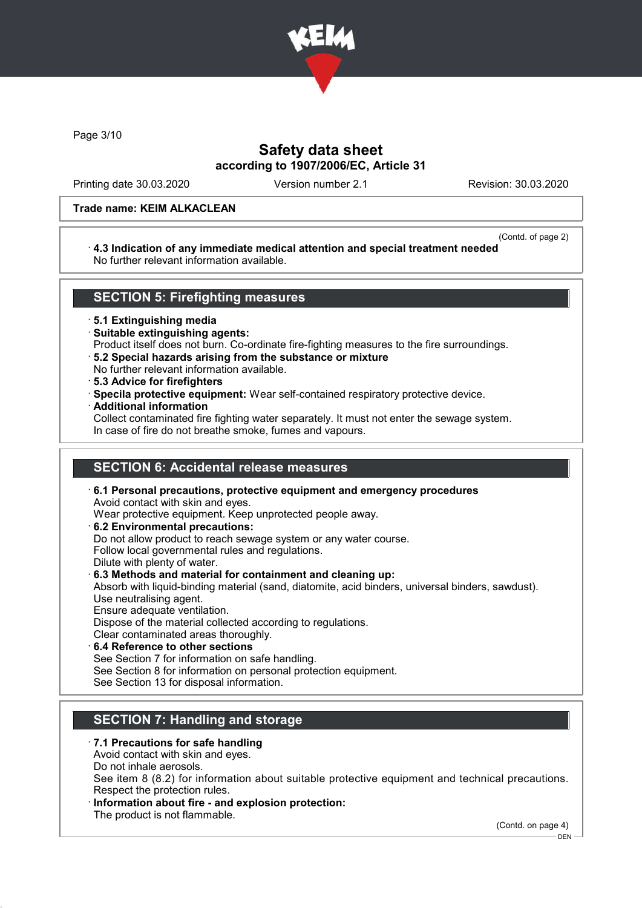Trade name: KEIM ALKACLEAN

(Contd. of page 2)

· **4.3 Indication of any immediate medical attention and special treatment needed**
No further relevant information available.

## SECTION 5: Firefighting measures

· **5.1 Extinguishing media**
· **Suitable extinguishing agents:**
Product itself does not burn. Co-ordinate fire-fighting measures to the fire surroundings.
· **5.2 Special hazards arising from the substance or mixture**
No further relevant information available.
· **5.3 Advice for firefighters**
· **Specila protective equipment:** Wear self-contained respiratory protective device.
· **Additional information**
Collect contaminated fire fighting water separately. It must not enter the sewage system.
In case of fire do not breathe smoke, fumes and vapours.

## SECTION 6: Accidental release measures

· **6.1 Personal precautions, protective equipment and emergency procedures**
Avoid contact with skin and eyes.
Wear protective equipment. Keep unprotected people away.
· **6.2 Environmental precautions:**
Do not allow product to reach sewage system or any water course.
Follow local governmental rules and regulations.
Dilute with plenty of water.
· **6.3 Methods and material for containment and cleaning up:**
Absorb with liquid-binding material (sand, diatomite, acid binders, universal binders, sawdust).
Use neutralising agent.
Ensure adequate ventilation.
Dispose of the material collected according to regulations.
Clear contaminated areas thoroughly.
· **6.4 Reference to other sections**
See Section 7 for information on safe handling.
See Section 8 for information on personal protection equipment.
See Section 13 for disposal information.

## SECTION 7: Handling and storage

· **7.1 Precautions for safe handling**
Avoid contact with skin and eyes.
Do not inhale aerosols.
See item 8 (8.2) for information about suitable protective equipment and technical precautions.
Respect the protection rules.
· **Information about fire - and explosion protection:**
The product is not flammable.

(Contd. on page 4)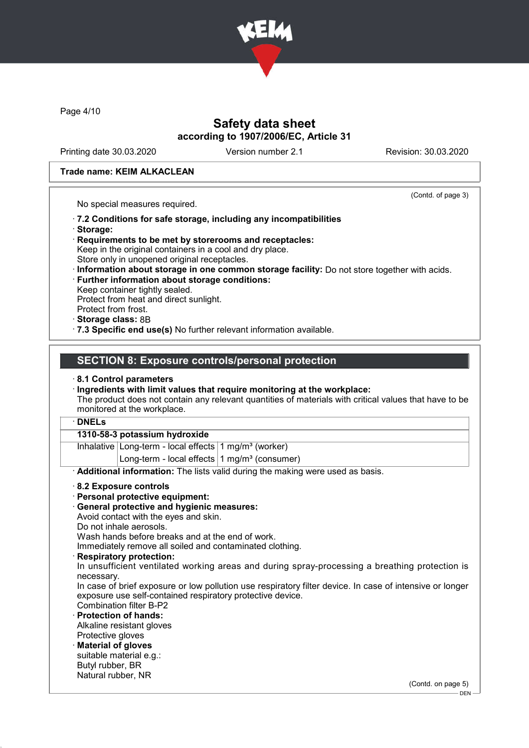Safety data sheet
according to 1907/2006/EC, Article 31

Printing date 30.03.2020 Version number 2.1 Revision: 30.03.2020

**Trade name: KEIM ALKACLEAN**

(Contd. of page 3)

No special measures required.

· **7.2 Conditions for safe storage, including any incompatibilities**
· **Storage:**
· **Requirements to be met by storerooms and receptacles:**
Keep in the original containers in a cool and dry place.
Store only in unopened original receptacles.
· **Information about storage in one common storage facility:** Do not store together with acids.
· **Further information about storage conditions:**
Keep container tightly sealed.
Protect from heat and direct sunlight.
Protect from frost.
· **Storage class:** 8B
· **7.3 Specific end use(s)** No further relevant information available.

## SECTION 8: Exposure controls/personal protection

· **8.1 Control parameters**
· **Ingredients with limit values that require monitoring at the workplace:**
The product does not contain any relevant quantities of materials with critical values that have to be monitored at the workplace.

· **DNELs**

| 1310-58-3 potassium hydroxide | | |
|---|---|---|
| Inhalative | Long-term - local effects | 1 mg/m³ (worker) |
| | Long-term - local effects | 1 mg/m³ (consumer) |

· **Additional information:** The lists valid during the making were used as basis.

· **8.2 Exposure controls**
· **Personal protective equipment:**
· **General protective and hygienic measures:**
Avoid contact with the eyes and skin.
Do not inhale aerosols.
Wash hands before breaks and at the end of work.
Immediately remove all soiled and contaminated clothing.
· **Respiratory protection:**
In unsufficient ventilated working areas and during spray-processing a breathing protection is necessary.
In case of brief exposure or low pollution use respiratory filter device. In case of intensive or longer exposure use self-contained respiratory protective device.
Combination filter B-P2
· **Protection of hands:**
Alkaline resistant gloves
Protective gloves
· **Material of gloves**
suitable material e.g.:
Butyl rubber, BR
Natural rubber, NR

(Contd. on page 5)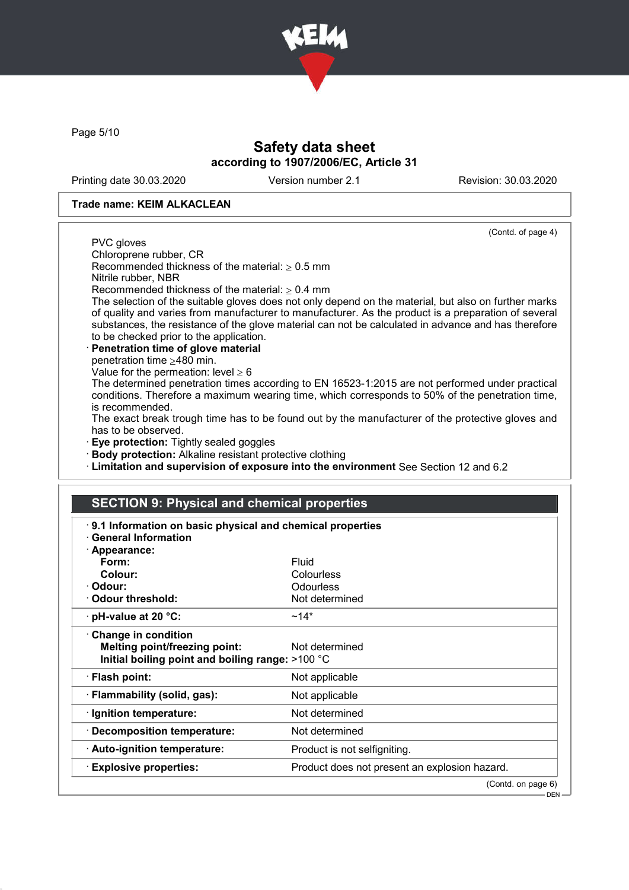**Safety data sheet**
**according to 1907/2006/EC, Article 31**

Printing date 30.03.2020 Version number 2.1 Revision: 30.03.2020

**Trade name: KEIM ALKACLEAN**

(Contd. of page 4)

PVC gloves
Chloroprene rubber, CR
Recommended thickness of the material: ≥ 0.5 mm
Nitrile rubber, NBR
Recommended thickness of the material: ≥ 0.4 mm
The selection of the suitable gloves does not only depend on the material, but also on further marks of quality and varies from manufacturer to manufacturer. As the product is a preparation of several substances, the resistance of the glove material can not be calculated in advance and has therefore to be checked prior to the application.

· **Penetration time of glove material**
penetration time ≥480 min.
Value for the permeation: level ≥ 6
The determined penetration times according to EN 16523-1:2015 are not performed under practical conditions. Therefore a maximum wearing time, which corresponds to 50% of the penetration time, is recommended.
The exact break trough time has to be found out by the manufacturer of the protective gloves and has to be observed.

· **Eye protection:** Tightly sealed goggles
· **Body protection:** Alkaline resistant protective clothing
· **Limitation and supervision of exposure into the environment** See Section 12 and 6.2

## SECTION 9: Physical and chemical properties

· **9.1 Information on basic physical and chemical properties**
· **General Information**

| | |
|---|---|
| · **Appearance:** | |
| **Form:** | Fluid |
| **Colour:** | Colourless |
| · **Odour:** | Odourless |
| · **Odour threshold:** | Not determined |
| · **pH-value at 20 °C:** | ~14* |
| · **Change in condition** | |
| **Melting point/freezing point:** | Not determined |
| **Initial boiling point and boiling range:** | >100 °C |
| · **Flash point:** | Not applicable |
| · **Flammability (solid, gas):** | Not applicable |
| · **Ignition temperature:** | Not determined |
| · **Decomposition temperature:** | Not determined |
| · **Auto-ignition temperature:** | Product is not selfigniting. |
| · **Explosive properties:** | Product does not present an explosion hazard. |

(Contd. on page 6)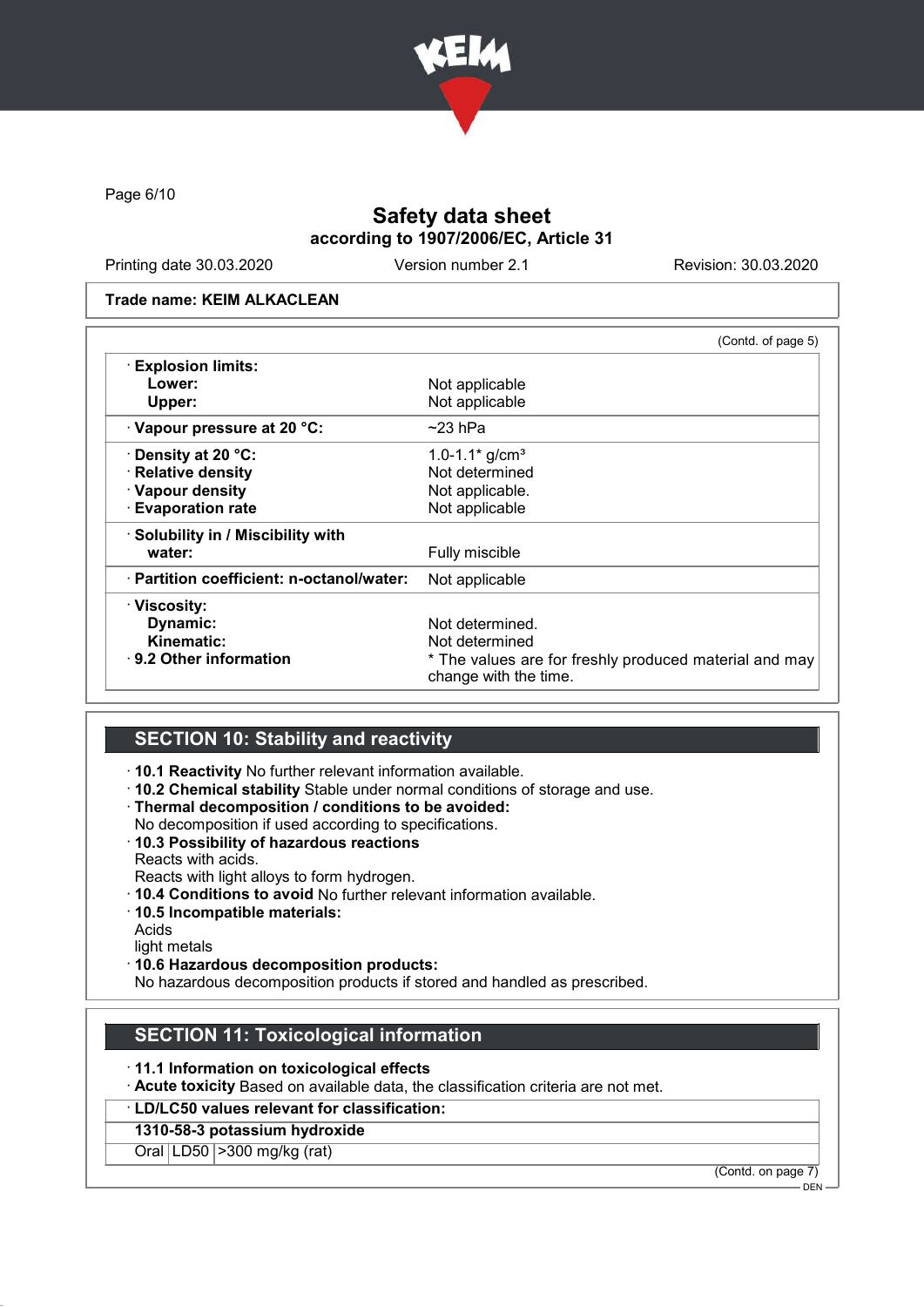Trade name: KEIM ALKACLEAN

(Contd. of page 5)

| | |
|---|---|
| · **Explosion limits:** | |
| **Lower:** | Not applicable |
| **Upper:** | Not applicable |
| · **Vapour pressure at 20 °C:** | ~23 hPa |
| · **Density at 20 °C:** | 1.0-1.1* g/cm³ |
| · **Relative density** | Not determined |
| · **Vapour density** | Not applicable. |
| · **Evaporation rate** | Not applicable |
| · **Solubility in / Miscibility with water:** | Fully miscible |
| · **Partition coefficient: n-octanol/water:** | Not applicable |
| · **Viscosity:** | |
| **Dynamic:** | Not determined. |
| **Kinematic:** | Not determined |
| · **9.2 Other information** | * The values are for freshly produced material and may change with the time. |

## SECTION 10: Stability and reactivity

- · **10.1 Reactivity** No further relevant information available.
- · **10.2 Chemical stability** Stable under normal conditions of storage and use.
- · **Thermal decomposition / conditions to be avoided:**
  No decomposition if used according to specifications.
- · **10.3 Possibility of hazardous reactions**
  Reacts with acids.
  Reacts with light alloys to form hydrogen.
- · **10.4 Conditions to avoid** No further relevant information available.
- · **10.5 Incompatible materials:**
  Acids
  light metals
- · **10.6 Hazardous decomposition products:**
  No hazardous decomposition products if stored and handled as prescribed.

## SECTION 11: Toxicological information

- · **11.1 Information on toxicological effects**
- · **Acute toxicity** Based on available data, the classification criteria are not met.

| · **LD/LC50 values relevant for classification:** | | |
|---|---|---|
| **1310-58-3 potassium hydroxide** | | |
| Oral | LD50 | >300 mg/kg (rat) |

(Contd. on page 7)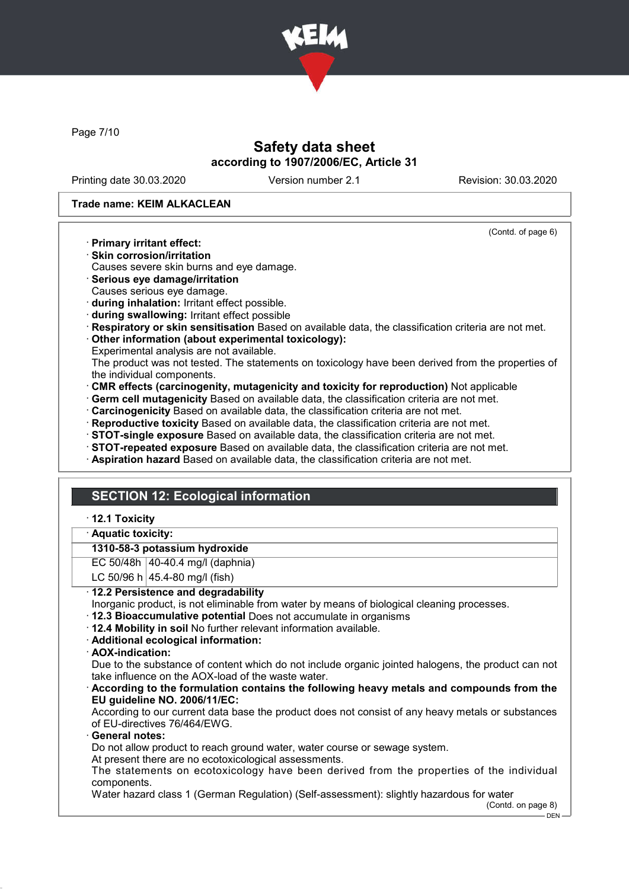Trade name: KEIM ALKACLEAN

(Contd. of page 6)

· **Primary irritant effect:**
· **Skin corrosion/irritation**
Causes severe skin burns and eye damage.
· **Serious eye damage/irritation**
Causes serious eye damage.
· **during inhalation:** Irritant effect possible.
· **during swallowing:** Irritant effect possible
· **Respiratory or skin sensitisation** Based on available data, the classification criteria are not met.
· **Other information (about experimental toxicology):**
Experimental analysis are not available.
The product was not tested. The statements on toxicology have been derived from the properties of the individual components.
· **CMR effects (carcinogenity, mutagenicity and toxicity for reproduction)** Not applicable
· **Germ cell mutagenicity** Based on available data, the classification criteria are not met.
· **Carcinogenicity** Based on available data, the classification criteria are not met.
· **Reproductive toxicity** Based on available data, the classification criteria are not met.
· **STOT-single exposure** Based on available data, the classification criteria are not met.
· **STOT-repeated exposure** Based on available data, the classification criteria are not met.
· **Aspiration hazard** Based on available data, the classification criteria are not met.

## SECTION 12: Ecological information

· **12.1 Toxicity**

· **Aquatic toxicity:**

| **1310-58-3 potassium hydroxide** | |
|---|---|
| EC 50/48h | 40-40.4 mg/l (daphnia) |
| LC 50/96 h | 45.4-80 mg/l (fish) |

· **12.2 Persistence and degradability**
Inorganic product, is not eliminable from water by means of biological cleaning processes.
· **12.3 Bioaccumulative potential** Does not accumulate in organisms
· **12.4 Mobility in soil** No further relevant information available.
· **Additional ecological information:**
· **AOX-indication:**
Due to the substance of content which do not include organic jointed halogens, the product can not take influence on the AOX-load of the waste water.
· **According to the formulation contains the following heavy metals and compounds from the EU guideline NO. 2006/11/EC:**
According to our current data base the product does not consist of any heavy metals or substances of EU-directives 76/464/EWG.
· **General notes:**
Do not allow product to reach ground water, water course or sewage system.
At present there are no ecotoxicological assessments.
The statements on ecotoxicology have been derived from the properties of the individual components.
Water hazard class 1 (German Regulation) (Self-assessment): slightly hazardous for water

(Contd. on page 8)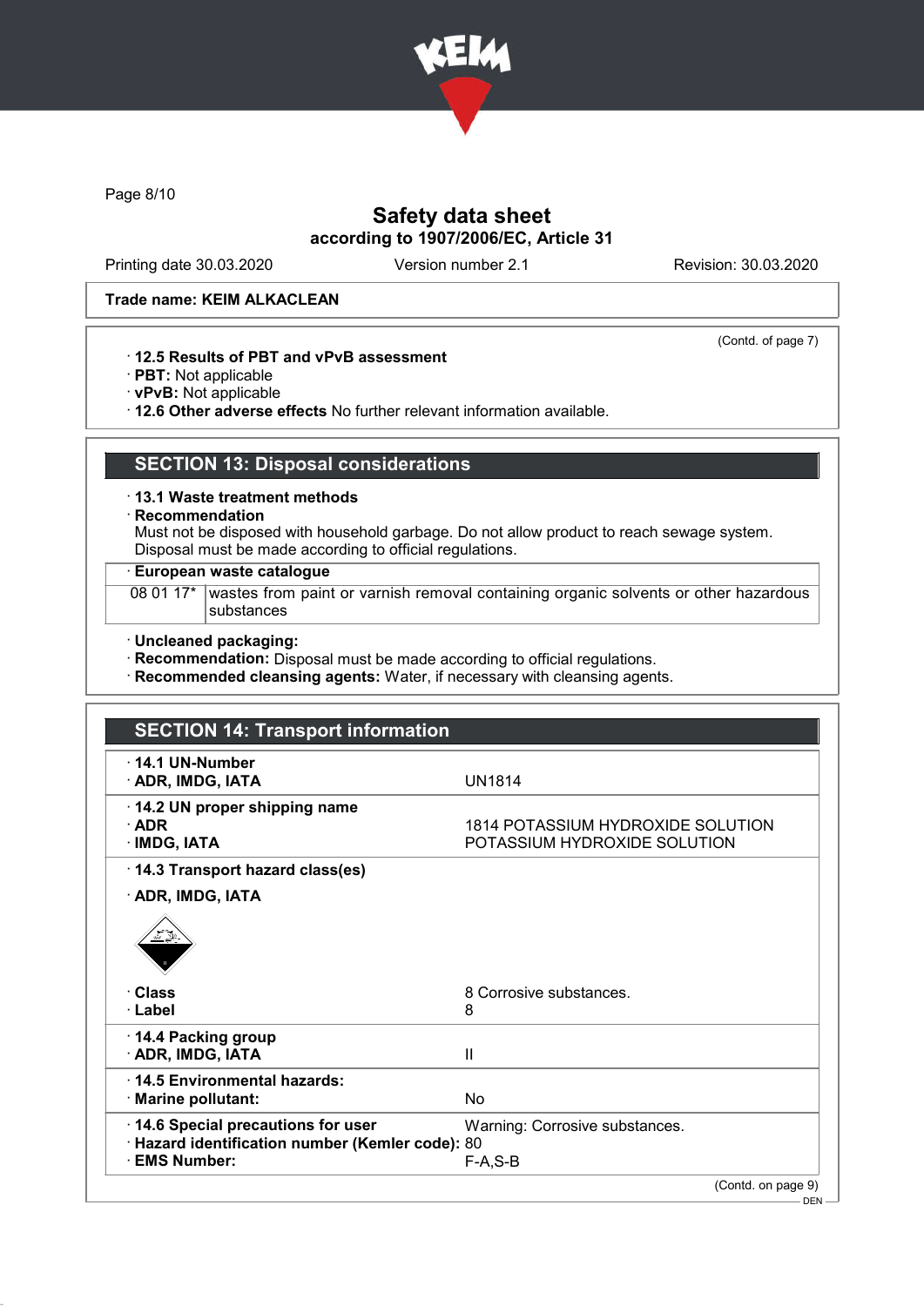Trade name: KEIM ALKACLEAN

(Contd. of page 7)

· **12.5 Results of PBT and vPvB assessment**
· **PBT:** Not applicable
· **vPvB:** Not applicable
· **12.6 Other adverse effects** No further relevant information available.

## SECTION 13: Disposal considerations

· **13.1 Waste treatment methods**
· **Recommendation**
Must not be disposed with household garbage. Do not allow product to reach sewage system.
Disposal must be made according to official regulations.

· **European waste catalogue**

| | |
|---|---|
| 08 01 17* | wastes from paint or varnish removal containing organic solvents or other hazardous substances |

· **Uncleaned packaging:**
· **Recommendation:** Disposal must be made according to official regulations.
· **Recommended cleansing agents:** Water, if necessary with cleansing agents.

## SECTION 14: Transport information

| | |
|---|---|
| · **14.1 UN-Number** | |
| · **ADR, IMDG, IATA** | UN1814 |
| · **14.2 UN proper shipping name** | |
| · **ADR** | 1814 POTASSIUM HYDROXIDE SOLUTION |
| · **IMDG, IATA** | POTASSIUM HYDROXIDE SOLUTION |
| · **14.3 Transport hazard class(es)** | |
| · **ADR, IMDG, IATA** | |
| · **Class** | 8 Corrosive substances. |
| · **Label** | 8 |
| · **14.4 Packing group** | |
| · **ADR, IMDG, IATA** | II |
| · **14.5 Environmental hazards:** | |
| · **Marine pollutant:** | No |
| · **14.6 Special precautions for user** | Warning: Corrosive substances. |
| · **Hazard identification number (Kemler code):** | 80 |
| · **EMS Number:** | F-A,S-B |

(Contd. on page 9)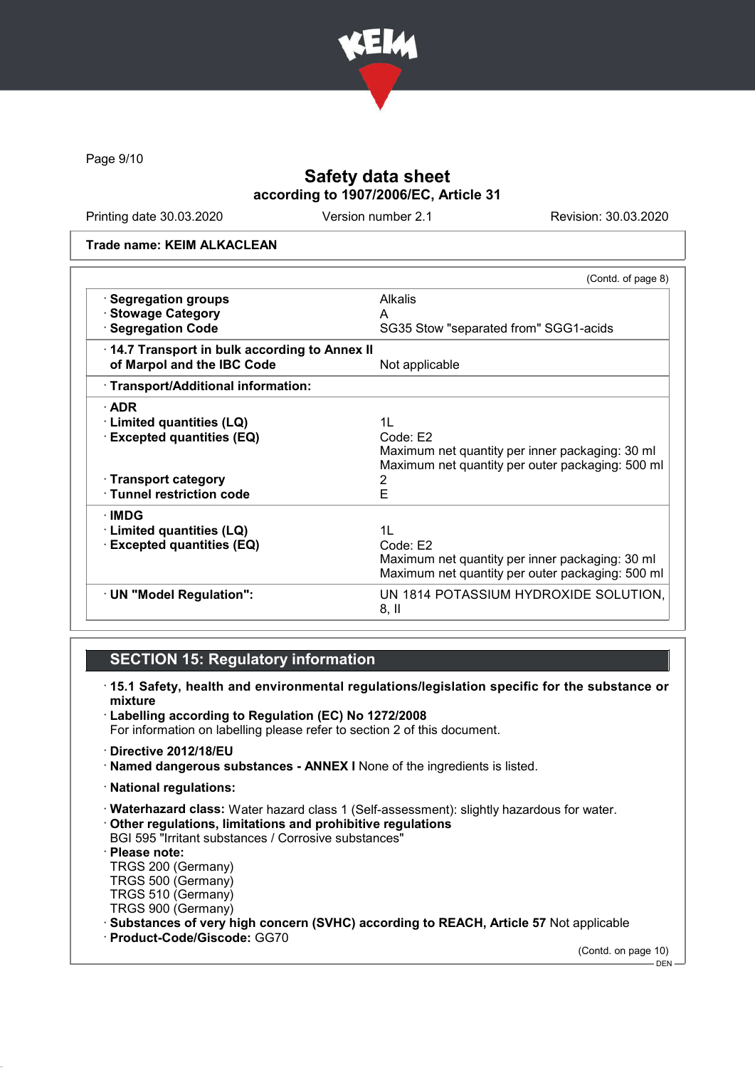Safety data sheet
according to 1907/2006/EC, Article 31

Printing date 30.03.2020 | Version number 2.1 | Revision: 30.03.2020

**Trade name: KEIM ALKACLEAN**

(Contd. of page 8)

| | |
|---|---|
| · **Segregation groups** | Alkalis |
| · **Stowage Category** | A |
| · **Segregation Code** | SG35 Stow "separated from" SGG1-acids |
| · **14.7 Transport in bulk according to Annex II of Marpol and the IBC Code** | Not applicable |
| · **Transport/Additional information:** | |
| · **ADR** | |
| · **Limited quantities (LQ)** | 1L |
| · **Excepted quantities (EQ)** | Code: E2<br>Maximum net quantity per inner packaging: 30 ml<br>Maximum net quantity per outer packaging: 500 ml |
| · **Transport category** | 2 |
| · **Tunnel restriction code** | E |
| · **IMDG** | |
| · **Limited quantities (LQ)** | 1L |
| · **Excepted quantities (EQ)** | Code: E2<br>Maximum net quantity per inner packaging: 30 ml<br>Maximum net quantity per outer packaging: 500 ml |
| · **UN "Model Regulation":** | UN 1814 POTASSIUM HYDROXIDE SOLUTION, 8, II |

## SECTION 15: Regulatory information

· **15.1 Safety, health and environmental regulations/legislation specific for the substance or mixture**

· **Labelling according to Regulation (EC) No 1272/2008**
For information on labelling please refer to section 2 of this document.

· **Directive 2012/18/EU**

· **Named dangerous substances - ANNEX I** None of the ingredients is listed.

· **National regulations:**

· **Waterhazard class:** Water hazard class 1 (Self-assessment): slightly hazardous for water.

· **Other regulations, limitations and prohibitive regulations**
BGI 595 "Irritant substances / Corrosive substances"

· **Please note:**
TRGS 200 (Germany)
TRGS 500 (Germany)
TRGS 510 (Germany)
TRGS 900 (Germany)

· **Substances of very high concern (SVHC) according to REACH, Article 57** Not applicable

· **Product-Code/Giscode:** GG70

(Contd. on page 10)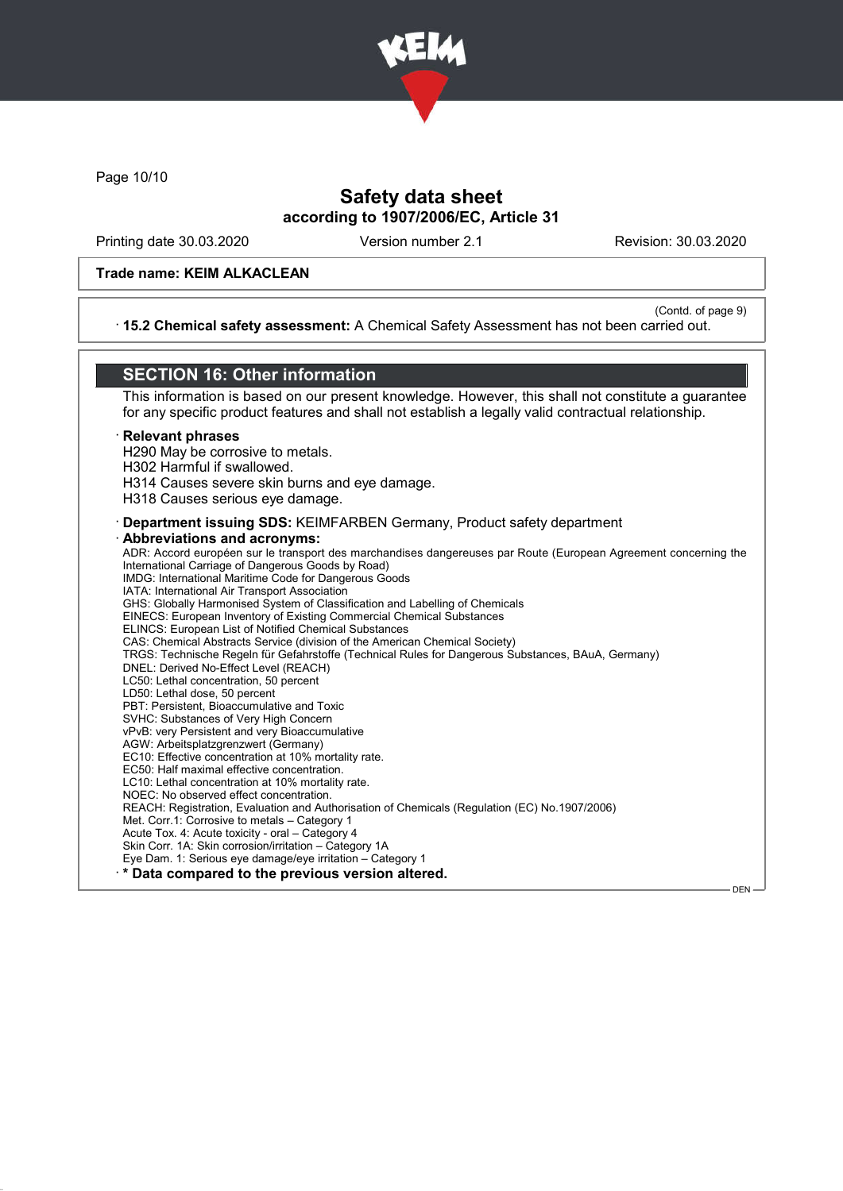(Contd. of page 9)

· **15.2 Chemical safety assessment:** A Chemical Safety Assessment has not been carried out.

## SECTION 16: Other information

This information is based on our present knowledge. However, this shall not constitute a guarantee for any specific product features and shall not establish a legally valid contractual relationship.

· **Relevant phrases**
H290 May be corrosive to metals.
H302 Harmful if swallowed.
H314 Causes severe skin burns and eye damage.
H318 Causes serious eye damage.

· **Department issuing SDS:** KEIMFARBEN Germany, Product safety department

· **Abbreviations and acronyms:**
ADR: Accord européen sur le transport des marchandises dangereuses par Route (European Agreement concerning the International Carriage of Dangerous Goods by Road)
IMDG: International Maritime Code for Dangerous Goods
IATA: International Air Transport Association
GHS: Globally Harmonised System of Classification and Labelling of Chemicals
EINECS: European Inventory of Existing Commercial Chemical Substances
ELINCS: European List of Notified Chemical Substances
CAS: Chemical Abstracts Service (division of the American Chemical Society)
TRGS: Technische Regeln für Gefahrstoffe (Technical Rules for Dangerous Substances, BAuA, Germany)
DNEL: Derived No-Effect Level (REACH)
LC50: Lethal concentration, 50 percent
LD50: Lethal dose, 50 percent
PBT: Persistent, Bioaccumulative and Toxic
SVHC: Substances of Very High Concern
vPvB: very Persistent and very Bioaccumulative
AGW: Arbeitsplatzgrenzwert (Germany)
EC10: Effective concentration at 10% mortality rate.
EC50: Half maximal effective concentration.
LC10: Lethal concentration at 10% mortality rate.
NOEC: No observed effect concentration.
REACH: Registration, Evaluation and Authorisation of Chemicals (Regulation (EC) No.1907/2006)
Met. Corr.1: Corrosive to metals – Category 1
Acute Tox. 4: Acute toxicity - oral – Category 4
Skin Corr. 1A: Skin corrosion/irritation – Category 1A
Eye Dam. 1: Serious eye damage/eye irritation – Category 1

· *** Data compared to the previous version altered.**